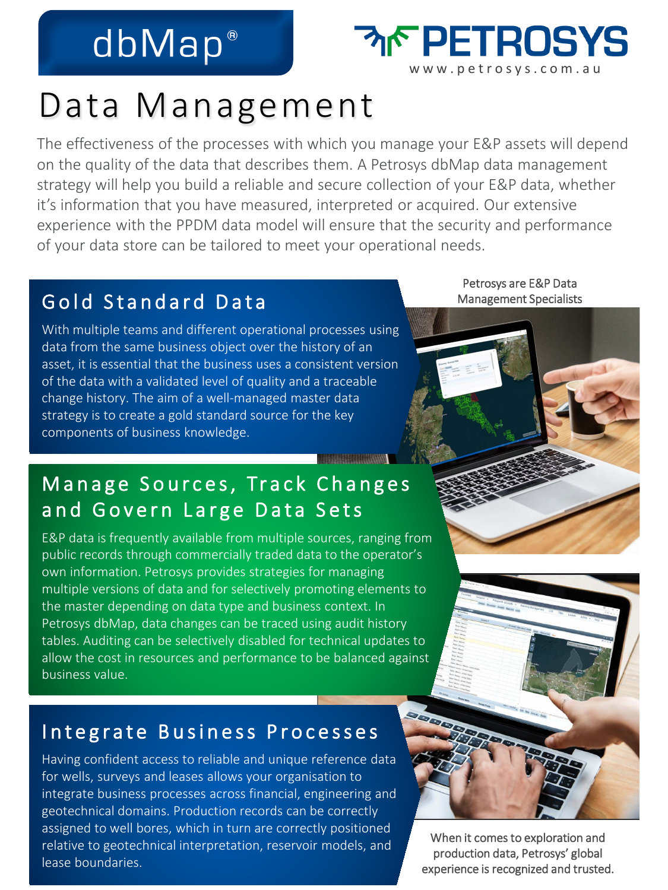dbMap®

PETROSYS

www.petrosys.com.au

# Data Management

The effectiveness of the processes with which you manage your E&P assets will depend on the quality of the data that describes them. A Petrosys dbMap data management strategy will help you build a reliable and secure collection of your E&P data, whether it's information that you have measured, interpreted or acquired. Our extensive experience with the PPDM data model will ensure that the security and performance of your data store can be tailored to meet your operational needs.

## Gold Standard Data

With multiple teams and different operational processes using data from the same business object over the history of an asset, it is essential that the business uses a consistent version of the data with a validated level of quality and a traceable change history. The aim of a well-managed master data strategy is to create a gold standard source for the key components of business knowledge.

Petrosys are E&P Data Management Specialists

## Manage Sources, Track Changes and Govern Large Data Sets

E&P data is frequently available from multiple sources, ranging from public records through commercially traded data to the operator's own information. Petrosys provides strategies for managing multiple versions of data and for selectively promoting elements to the master depending on data type and business context. In Petrosys dbMap, data changes can be traced using audit history tables. Auditing can be selectively disabled for technical updates to allow the cost in resources and performance to be balanced against business value.

## Integrate Business Processes

Having confident access to reliable and unique reference data for wells, surveys and leases allows your organisation to integrate business processes across financial, engineering and geotechnical domains. Production records can be correctly assigned to well bores, which in turn are correctly positioned relative to geotechnical interpretation, reservoir models, and lease boundaries.

When it comes to exploration and production data, Petrosys' global experience is recognized and trusted.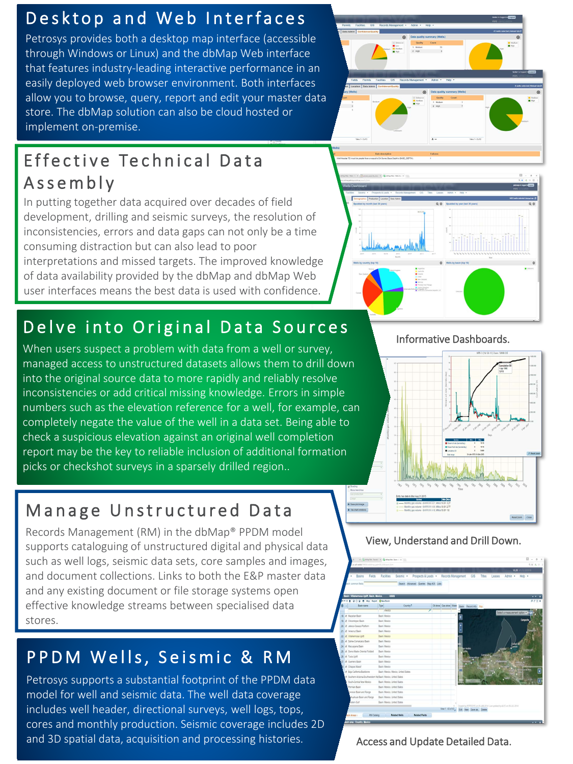## Desktop and Web Interfaces

Petrosys provides both a desktop map interface (accessible through Windows or Linux) and the dbMap Web interface that features industry-leading interactive performance in an easily deployed web browser environment. Both interfaces allow you to browse, query, report and edit your master data store. The dbMap solution can also be cloud hosted or implement on-premise.

## Effective Technical Data Assembly

In putting together data acquired over decades of field development, drilling and seismic surveys, the resolution of inconsistencies, errors and data gaps can not only be a time consuming distraction but can also lead to poor interpretations and missed targets. The improved knowledge of data availability provided by the dbMap and dbMap Web user interfaces means the best data is used with confidence.

Informative Dashboards.

## Delve into Original Data Sources

When users suspect a problem with data from a well or survey, managed access to unstructured datasets allows them to drill down into the original source data to more rapidly and reliably resolve inconsistencies or add critical missing knowledge. Errors in simple numbers such as the elevation reference for a well, for example, can completely negate the value of the well in a data set. Being able to check a suspicious elevation against an original well completion report may be the key to reliable inclusion of additional formation picks or checkshot surveys in a sparsely drilled region..

View, Understand and Drill Down.

## Manage Unstructured Data

Records Management (RM) in the dbMap® PPDM model supports cataloguing of unstructured digital and physical data such as well logs, seismic data sets, core samples and images, and document collections. Links to both the E&P master data and any existing document or file storage systems open effective knowledge streams between specialised data stores.

## PPDM Wells, Seismic & RM

Petrosys supports a substantial footprint of the PPDM data model for well and seismic data. The well data coverage includes well header, directional surveys, well logs, tops, cores and monthly production. Seismic coverage includes 2D and 3D spatial data, acquisition and processing histories.

Access and Update Detailed Data.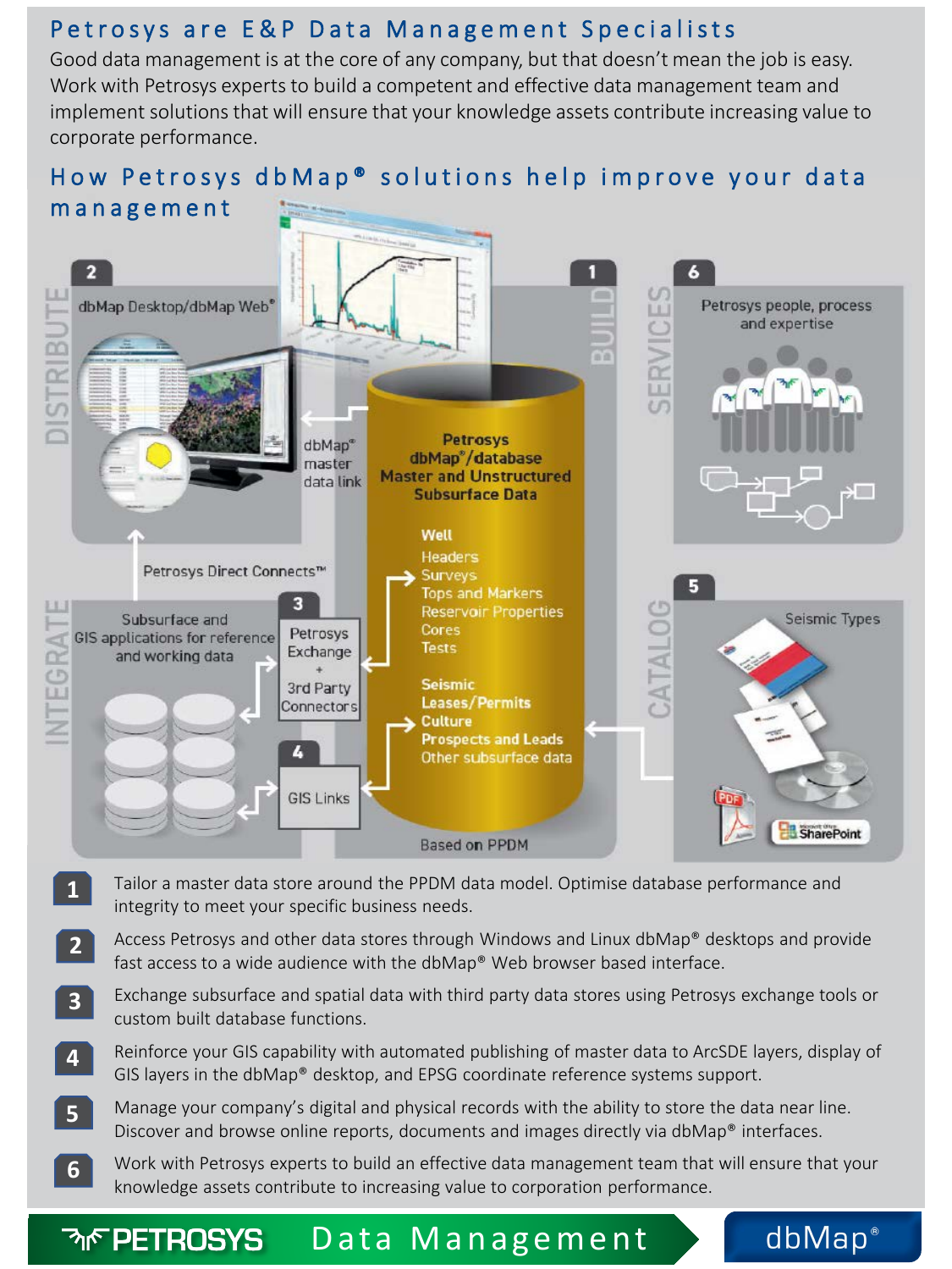## Petrosys are E&P Data Management Specialists

Good data management is at the core of any company, but that doesn't mean the job is easy. Work with Petrosys experts to build a competent and effective data management team and implement solutions that will ensure that your knowledge assets contribute increasing value to corporate performance.

## How Petrosys dbMap® solutions help improve your data management

DISTRIBUTE

2 dbMap Desktop/dbMap Web®

dbMap® master data link

Petrosys Direct Connects™

BUILD

1

Petrosys dbMap®/database Master and Unstructured Subsurface Data

Well
Headers
Surveys
Tops and Markers
Reservoir Properties
Cores
Tests

Seismic
Leases/Permits
Culture
Prospects and Leads
Other subsurface data

Based on PPDM

SERVICES

6 Petrosys people, process and expertise

INTEGRATE

Subsurface and GIS applications for reference and working data

3 Petrosys Exchange + 3rd Party Connectors

4 GIS Links

CATALOG

5 Seismic Types

PDF

SharePoint

1. Tailor a master data store around the PPDM data model. Optimise database performance and integrity to meet your specific business needs.
2. Access Petrosys and other data stores through Windows and Linux dbMap® desktops and provide fast access to a wide audience with the dbMap® Web browser based interface.
3. Exchange subsurface and spatial data with third party data stores using Petrosys exchange tools or custom built database functions.
4. Reinforce your GIS capability with automated publishing of master data to ArcSDE layers, display of GIS layers in the dbMap® desktop, and EPSG coordinate reference systems support.
5. Manage your company's digital and physical records with the ability to store the data near line. Discover and browse online reports, documents and images directly via dbMap® interfaces.
6. Work with Petrosys experts to build an effective data management team that will ensure that your knowledge assets contribute to increasing value to corporation performance.

PETROSYS Data Management dbMap®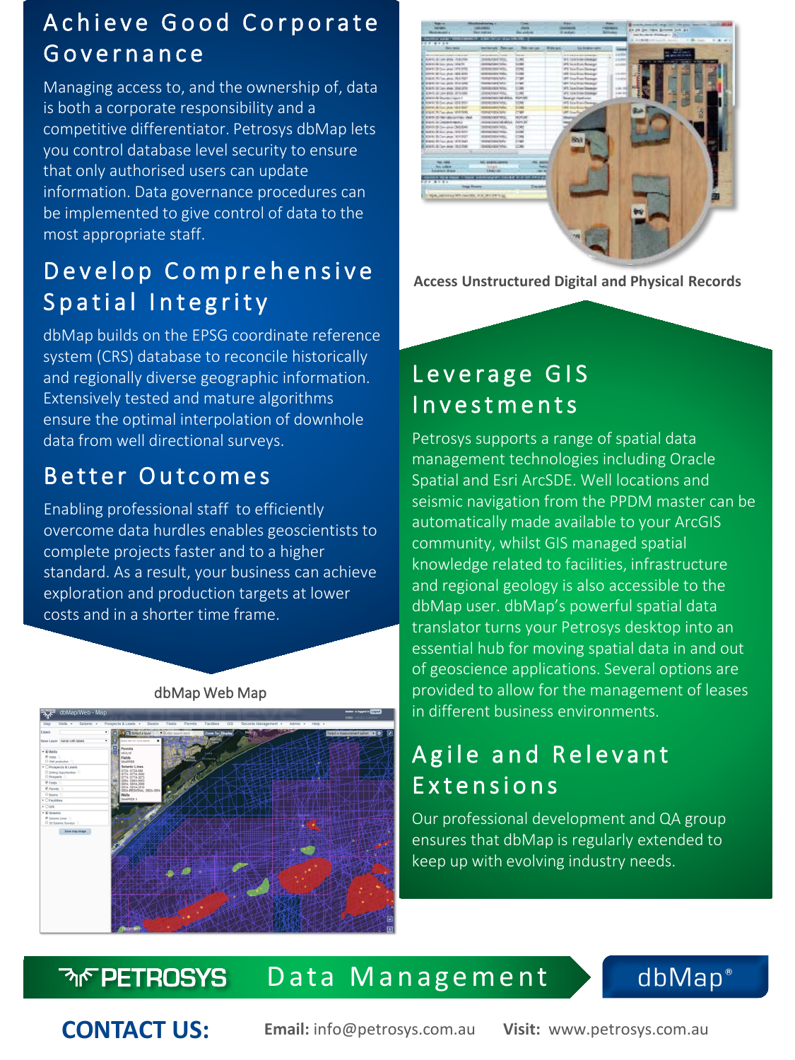## Achieve Good Corporate Governance

Managing access to, and the ownership of, data is both a corporate responsibility and a competitive differentiator. Petrosys dbMap lets you control database level security to ensure that only authorised users can update information. Data governance procedures can be implemented to give control of data to the most appropriate staff.

## Develop Comprehensive Spatial Integrity

dbMap builds on the EPSG coordinate reference system (CRS) database to reconcile historically and regionally diverse geographic information. Extensively tested and mature algorithms ensure the optimal interpolation of downhole data from well directional surveys.

## Better Outcomes

Enabling professional staff to efficiently overcome data hurdles enables geoscientists to complete projects faster and to a higher standard. As a result, your business can achieve exploration and production targets at lower costs and in a shorter time frame.

dbMap Web Map

**Access Unstructured Digital and Physical Records**

## Leverage GIS Investments

Petrosys supports a range of spatial data management technologies including Oracle Spatial and Esri ArcSDE. Well locations and seismic navigation from the PPDM master can be automatically made available to your ArcGIS community, whilst GIS managed spatial knowledge related to facilities, infrastructure and regional geology is also accessible to the dbMap user. dbMap's powerful spatial data translator turns your Petrosys desktop into an essential hub for moving spatial data in and out of geoscience applications. Several options are provided to allow for the management of leases in different business environments.

## Agile and Relevant Extensions

Our professional development and QA group ensures that dbMap is regularly extended to keep up with evolving industry needs.

PETROSYS Data Management dbMap®

**CONTACT US:** **Email:** info@petrosys.com.au **Visit:** www.petrosys.com.au